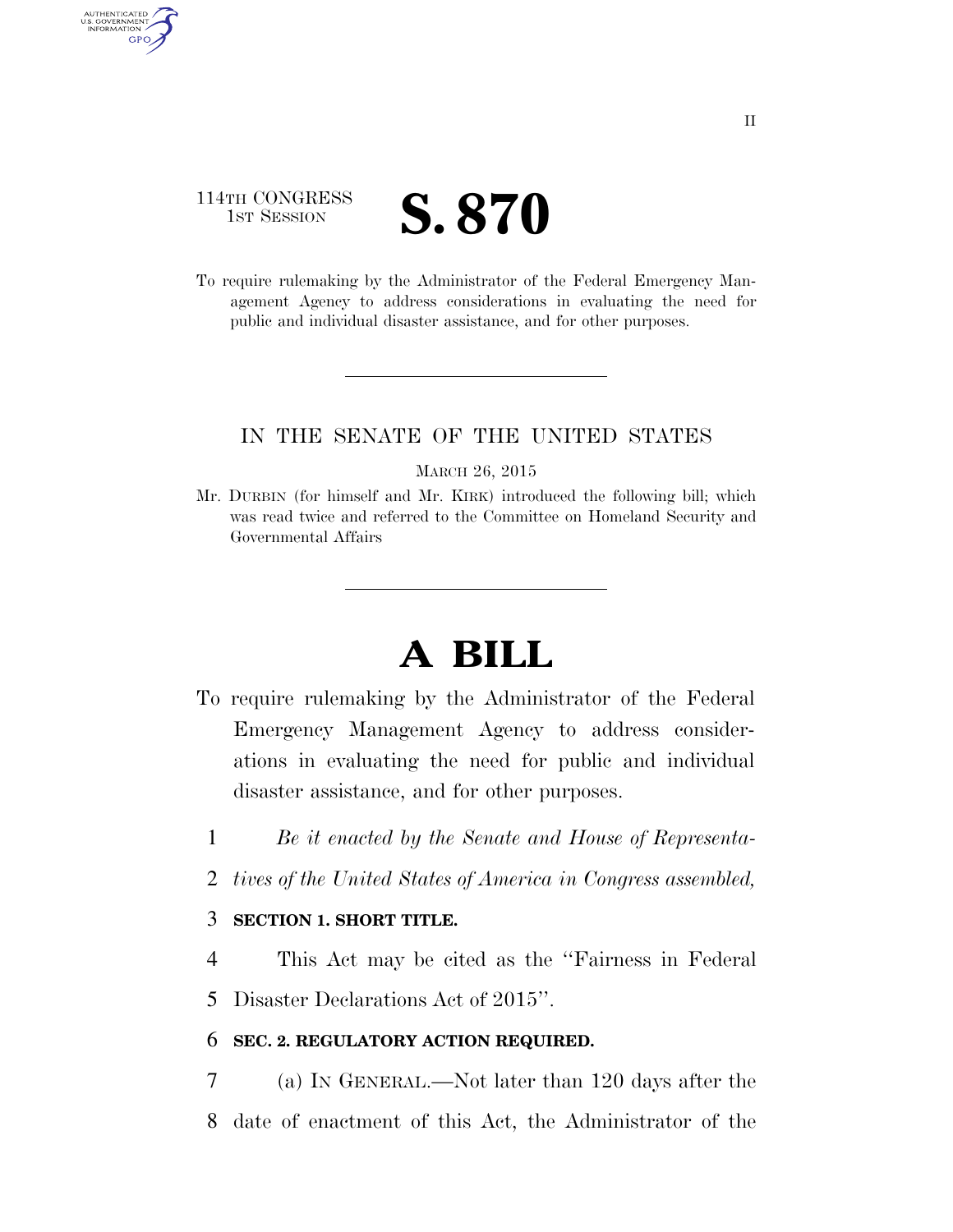114TH CONGRESS
1ST SESSION

# S. 870

To require rulemaking by the Administrator of the Federal Emergency Management Agency to address considerations in evaluating the need for public and individual disaster assistance, and for other purposes.

IN THE SENATE OF THE UNITED STATES

MARCH 26, 2015

Mr. DURBIN (for himself and Mr. KIRK) introduced the following bill; which was read twice and referred to the Committee on Homeland Security and Governmental Affairs

# A BILL

To require rulemaking by the Administrator of the Federal Emergency Management Agency to address considerations in evaluating the need for public and individual disaster assistance, and for other purposes.

1 *Be it enacted by the Senate and House of Representa-*
2 *tives of the United States of America in Congress assembled,*

3 **SECTION 1. SHORT TITLE.**

4 This Act may be cited as the "Fairness in Federal
5 Disaster Declarations Act of 2015".

6 **SEC. 2. REGULATORY ACTION REQUIRED.**

7 (a) IN GENERAL.—Not later than 120 days after the
8 date of enactment of this Act, the Administrator of the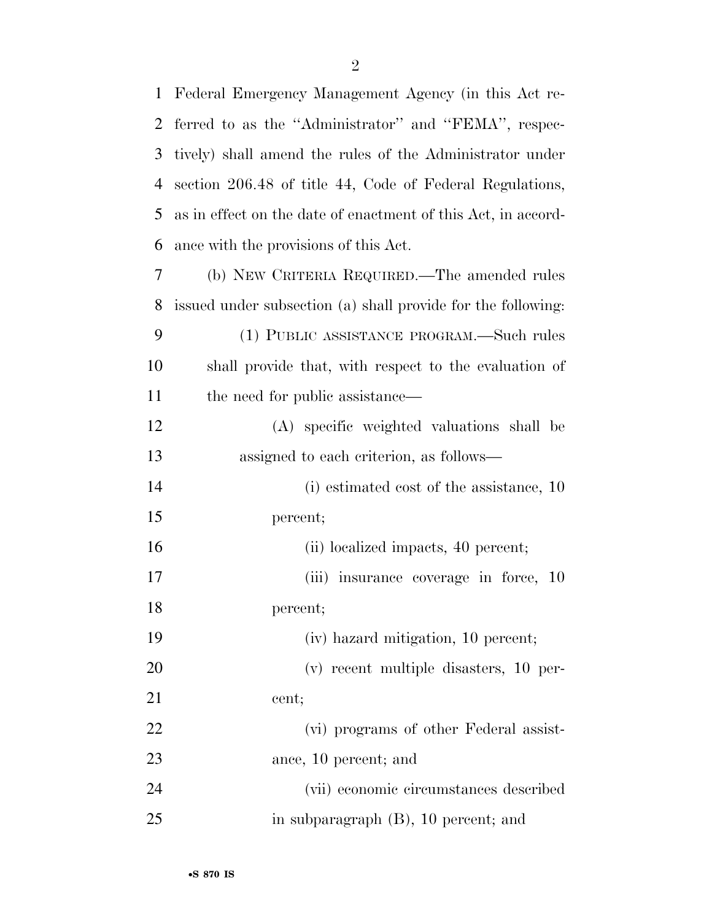Federal Emergency Management Agency (in this Act referred to as the ''Administrator'' and ''FEMA'', respectively) shall amend the rules of the Administrator under section 206.48 of title 44, Code of Federal Regulations, as in effect on the date of enactment of this Act, in accordance with the provisions of this Act.

(b) NEW CRITERIA REQUIRED.—The amended rules issued under subsection (a) shall provide for the following:

(1) PUBLIC ASSISTANCE PROGRAM.—Such rules shall provide that, with respect to the evaluation of the need for public assistance—

(A) specific weighted valuations shall be assigned to each criterion, as follows—

(i) estimated cost of the assistance, 10 percent;

(ii) localized impacts, 40 percent;

(iii) insurance coverage in force, 10 percent;

(iv) hazard mitigation, 10 percent;

(v) recent multiple disasters, 10 percent;

(vi) programs of other Federal assistance, 10 percent; and

(vii) economic circumstances described in subparagraph (B), 10 percent; and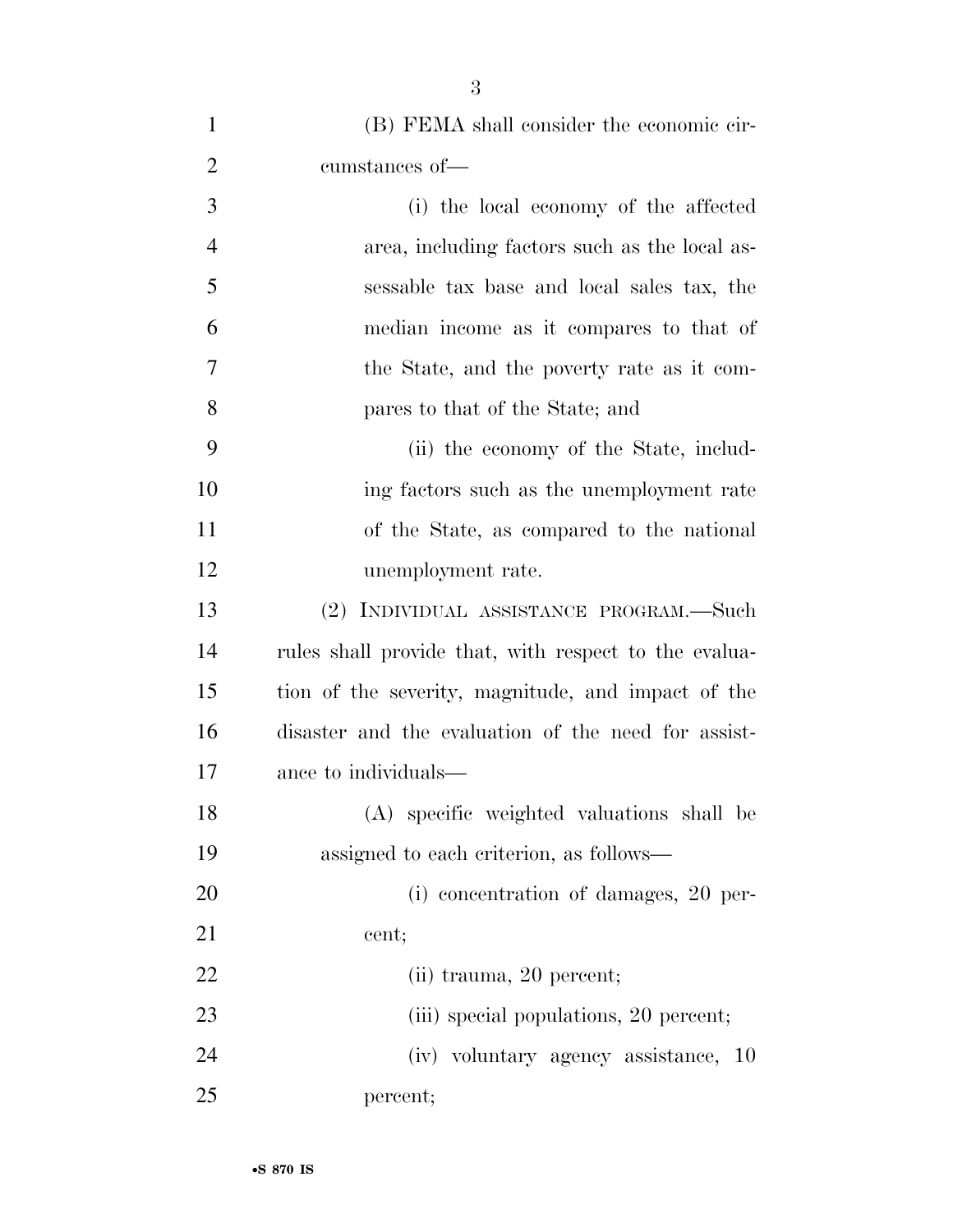(B) FEMA shall consider the economic circumstances of—

(i) the local economy of the affected area, including factors such as the local assessable tax base and local sales tax, the median income as it compares to that of the State, and the poverty rate as it compares to that of the State; and

(ii) the economy of the State, including factors such as the unemployment rate of the State, as compared to the national unemployment rate.

(2) INDIVIDUAL ASSISTANCE PROGRAM.—Such rules shall provide that, with respect to the evaluation of the severity, magnitude, and impact of the disaster and the evaluation of the need for assistance to individuals—

(A) specific weighted valuations shall be assigned to each criterion, as follows—

(i) concentration of damages, 20 percent;

(ii) trauma, 20 percent;

(iii) special populations, 20 percent;

(iv) voluntary agency assistance, 10 percent;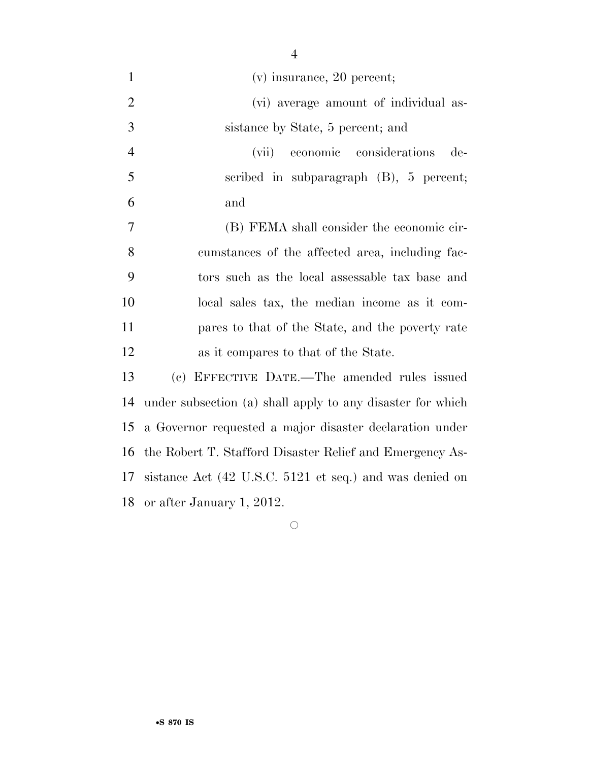(v) insurance, 20 percent;

(vi) average amount of individual assistance by State, 5 percent; and

(vii) economic considerations described in subparagraph (B), 5 percent; and

(B) FEMA shall consider the economic circumstances of the affected area, including factors such as the local assessable tax base and local sales tax, the median income as it compares to that of the State, and the poverty rate as it compares to that of the State.

(c) EFFECTIVE DATE.—The amended rules issued under subsection (a) shall apply to any disaster for which a Governor requested a major disaster declaration under the Robert T. Stafford Disaster Relief and Emergency Assistance Act (42 U.S.C. 5121 et seq.) and was denied on or after January 1, 2012.

○